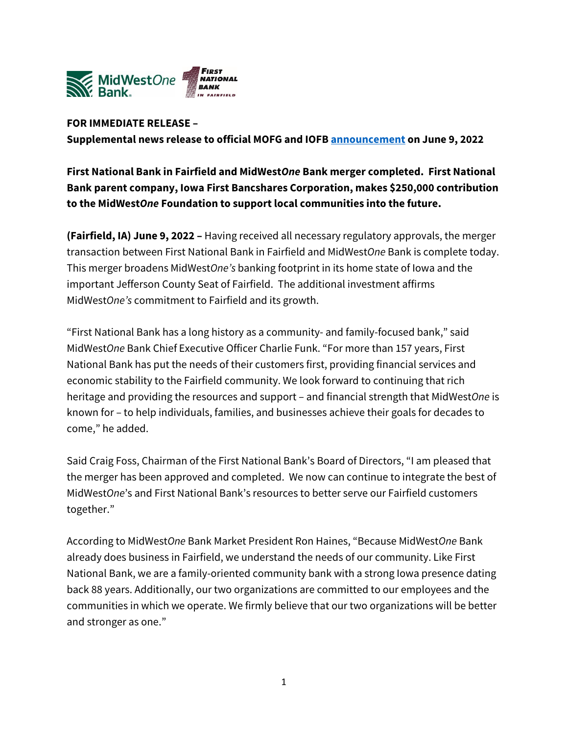**FOR IMMEDIATE RELEASE –**
**Supplemental news release to official MOFG and IOFB [announcement](announcement) on June 9, 2022**

**First National Bank in Fairfield and MidWest*One* Bank merger completed. First National Bank parent company, Iowa First Bancshares Corporation, makes $250,000 contribution to the MidWest*One* Foundation to support local communities into the future.**

**(Fairfield, IA) June 9, 2022 –** Having received all necessary regulatory approvals, the merger transaction between First National Bank in Fairfield and MidWest*One* Bank is complete today. This merger broadens MidWest*One's* banking footprint in its home state of Iowa and the important Jefferson County Seat of Fairfield. The additional investment affirms MidWest*One's* commitment to Fairfield and its growth.

"First National Bank has a long history as a community- and family-focused bank," said MidWest*One* Bank Chief Executive Officer Charlie Funk. "For more than 157 years, First National Bank has put the needs of their customers first, providing financial services and economic stability to the Fairfield community. We look forward to continuing that rich heritage and providing the resources and support – and financial strength that MidWest*One* is known for – to help individuals, families, and businesses achieve their goals for decades to come," he added.

Said Craig Foss, Chairman of the First National Bank's Board of Directors, "I am pleased that the merger has been approved and completed. We now can continue to integrate the best of MidWest*One*'s and First National Bank's resources to better serve our Fairfield customers together."

According to MidWest*One* Bank Market President Ron Haines, "Because MidWest*One* Bank already does business in Fairfield, we understand the needs of our community. Like First National Bank, we are a family-oriented community bank with a strong Iowa presence dating back 88 years. Additionally, our two organizations are committed to our employees and the communities in which we operate. We firmly believe that our two organizations will be better and stronger as one."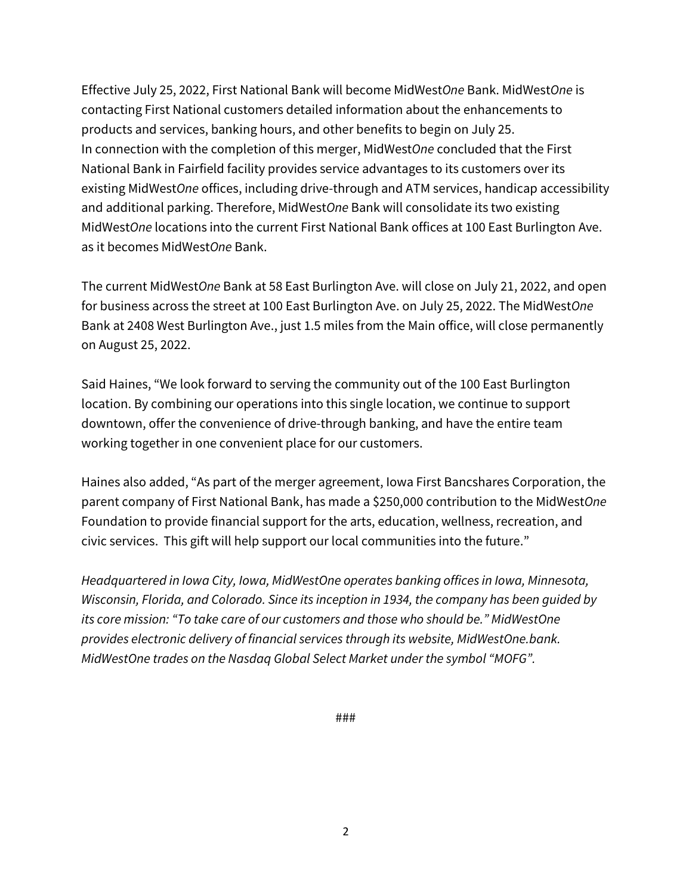Effective July 25, 2022, First National Bank will become MidWest*One* Bank. MidWest*One* is contacting First National customers detailed information about the enhancements to products and services, banking hours, and other benefits to begin on July 25.
In connection with the completion of this merger, MidWest*One* concluded that the First National Bank in Fairfield facility provides service advantages to its customers over its existing MidWest*One* offices, including drive-through and ATM services, handicap accessibility and additional parking. Therefore, MidWest*One* Bank will consolidate its two existing MidWest*One* locations into the current First National Bank offices at 100 East Burlington Ave. as it becomes MidWest*One* Bank.

The current MidWest*One* Bank at 58 East Burlington Ave. will close on July 21, 2022, and open for business across the street at 100 East Burlington Ave. on July 25, 2022. The MidWest*One* Bank at 2408 West Burlington Ave., just 1.5 miles from the Main office, will close permanently on August 25, 2022.

Said Haines, "We look forward to serving the community out of the 100 East Burlington location. By combining our operations into this single location, we continue to support downtown, offer the convenience of drive-through banking, and have the entire team working together in one convenient place for our customers.

Haines also added, "As part of the merger agreement, Iowa First Bancshares Corporation, the parent company of First National Bank, has made a $250,000 contribution to the MidWest*One* Foundation to provide financial support for the arts, education, wellness, recreation, and civic services. This gift will help support our local communities into the future."

*Headquartered in Iowa City, Iowa, MidWestOne operates banking offices in Iowa, Minnesota, Wisconsin, Florida, and Colorado. Since its inception in 1934, the company has been guided by its core mission: "To take care of our customers and those who should be." MidWestOne provides electronic delivery of financial services through its website, MidWestOne.bank. MidWestOne trades on the Nasdaq Global Select Market under the symbol "MOFG".*

###